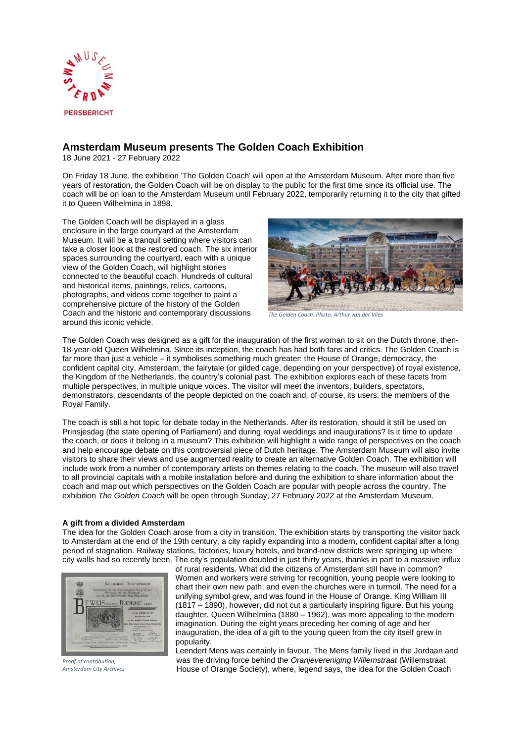PERSBERICHT

# Amsterdam Museum presents The Golden Coach Exhibition

18 June 2021 - 27 February 2022

On Friday 18 June, the exhibition 'The Golden Coach' will open at the Amsterdam Museum. After more than five years of restoration, the Golden Coach will be on display to the public for the first time since its official use. The coach will be on loan to the Amsterdam Museum until February 2022, temporarily returning it to the city that gifted it to Queen Wilhelmina in 1898.

The Golden Coach will be displayed in a glass enclosure in the large courtyard at the Amsterdam Museum. It will be a tranquil setting where visitors can take a closer look at the restored coach. The six interior spaces surrounding the courtyard, each with a unique view of the Golden Coach, will highlight stories connected to the beautiful coach. Hundreds of cultural and historical items, paintings, relics, cartoons, photographs, and videos come together to paint a comprehensive picture of the history of the Golden Coach and the historic and contemporary discussions around this iconic vehicle.

*The Golden Coach. Photo: Arthur van der Vlies*

The Golden Coach was designed as a gift for the inauguration of the first woman to sit on the Dutch throne, then-18-year-old Queen Wilhelmina. Since its inception, the coach has had both fans and critics. The Golden Coach is far more than just a vehicle – it symbolises something much greater: the House of Orange, democracy, the confident capital city, Amsterdam, the fairytale (or gilded cage, depending on your perspective) of royal existence, the Kingdom of the Netherlands, the country's colonial past. The exhibition explores each of these facets from multiple perspectives, in multiple unique voices. The visitor will meet the inventors, builders, spectators, demonstrators, descendants of the people depicted on the coach and, of course, its users: the members of the Royal Family.

The coach is still a hot topic for debate today in the Netherlands. After its restoration, should it still be used on Prinsjesdag (the state opening of Parliament) and during royal weddings and inaugurations? Is it time to update the coach, or does it belong in a museum? This exhibition will highlight a wide range of perspectives on the coach and help encourage debate on this controversial piece of Dutch heritage. The Amsterdam Museum will also invite visitors to share their views and use augmented reality to create an alternative Golden Coach. The exhibition will include work from a number of contemporary artists on themes relating to the coach. The museum will also travel to all provincial capitals with a mobile installation before and during the exhibition to share information about the coach and map out which perspectives on the Golden Coach are popular with people across the country. The exhibition *The Golden Coach* will be open through Sunday, 27 February 2022 at the Amsterdam Museum.

**A gift from a divided Amsterdam**

The idea for the Golden Coach arose from a city in transition. The exhibition starts by transporting the visitor back to Amsterdam at the end of the 19th century, a city rapidly expanding into a modern, confident capital after a long period of stagnation. Railway stations, factories, luxury hotels, and brand-new districts were springing up where city walls had so recently been. The city's population doubled in just thirty years, thanks in part to a massive influx of rural residents. What did the citizens of Amsterdam still have in common? Women and workers were striving for recognition, young people were looking to chart their own new path, and even the churches were in turmoil. The need for a unifying symbol grew, and was found in the House of Orange. King William III (1817 – 1890), however, did not cut a particularly inspiring figure. But his young daughter, Queen Wilhelmina (1880 – 1962), was more appealing to the modern imagination. During the eight years preceding her coming of age and her inauguration, the idea of a gift to the young queen from the city itself grew in popularity.

*Proof of contribution, Amsterdam City Archives*

Leendert Mens was certainly in favour. The Mens family lived in the Jordaan and was the driving force behind the *Oranjevereniging Willemstraat* (Willemstraat House of Orange Society), where, legend says, the idea for the Golden Coach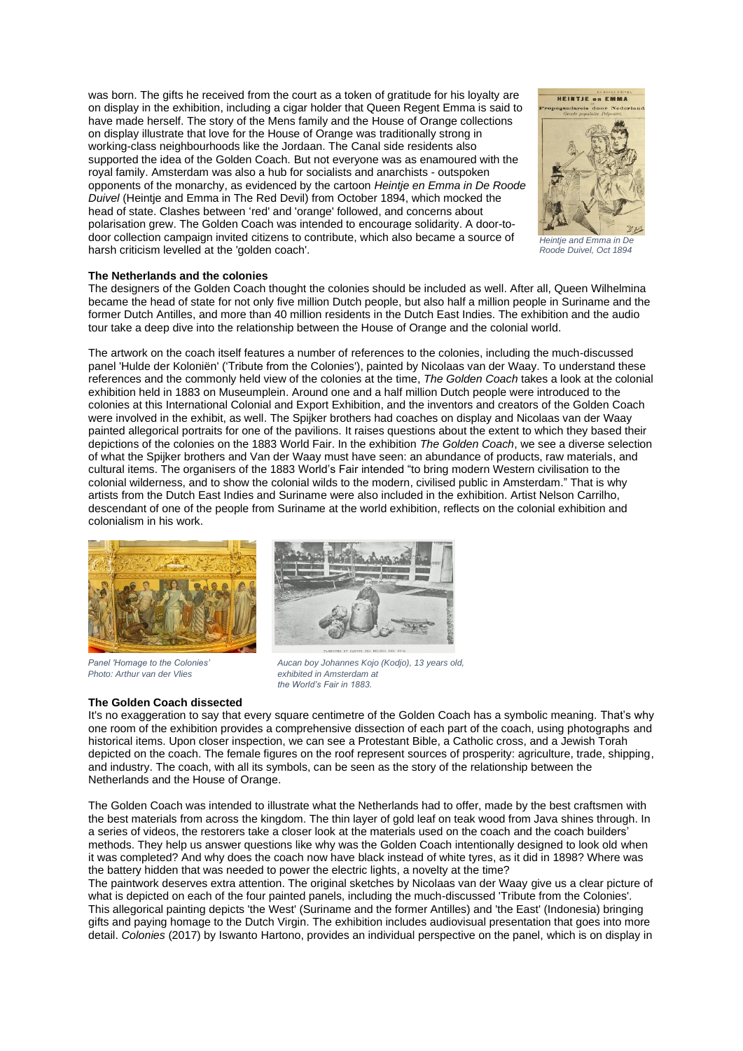was born. The gifts he received from the court as a token of gratitude for his loyalty are on display in the exhibition, including a cigar holder that Queen Regent Emma is said to have made herself. The story of the Mens family and the House of Orange collections on display illustrate that love for the House of Orange was traditionally strong in working-class neighbourhoods like the Jordaan. The Canal side residents also supported the idea of the Golden Coach. But not everyone was as enamoured with the royal family. Amsterdam was also a hub for socialists and anarchists - outspoken opponents of the monarchy, as evidenced by the cartoon *Heintje en Emma in De Roode Duivel* (Heintje and Emma in The Red Devil) from October 1894, which mocked the head of state. Clashes between 'red' and 'orange' followed, and concerns about polarisation grew. The Golden Coach was intended to encourage solidarity. A door-to-door collection campaign invited citizens to contribute, which also became a source of harsh criticism levelled at the 'golden coach'.

*Heintje and Emma in De Roode Duivel, Oct 1894*

**The Netherlands and the colonies**

The designers of the Golden Coach thought the colonies should be included as well. After all, Queen Wilhelmina became the head of state for not only five million Dutch people, but also half a million people in Suriname and the former Dutch Antilles, and more than 40 million residents in the Dutch East Indies. The exhibition and the audio tour take a deep dive into the relationship between the House of Orange and the colonial world.

The artwork on the coach itself features a number of references to the colonies, including the much-discussed panel 'Hulde der Koloniën' ('Tribute from the Colonies'), painted by Nicolaas van der Waay. To understand these references and the commonly held view of the colonies at the time, *The Golden Coach* takes a look at the colonial exhibition held in 1883 on Museumplein. Around one and a half million Dutch people were introduced to the colonies at this International Colonial and Export Exhibition, and the inventors and creators of the Golden Coach were involved in the exhibit, as well. The Spijker brothers had coaches on display and Nicolaas van der Waay painted allegorical portraits for one of the pavilions. It raises questions about the extent to which they based their depictions of the colonies on the 1883 World Fair. In the exhibition *The Golden Coach*, we see a diverse selection of what the Spijker brothers and Van der Waay must have seen: an abundance of products, raw materials, and cultural items. The organisers of the 1883 World's Fair intended "to bring modern Western civilisation to the colonial wilderness, and to show the colonial wilds to the modern, civilised public in Amsterdam." That is why artists from the Dutch East Indies and Suriname were also included in the exhibition. Artist Nelson Carrilho, descendant of one of the people from Suriname at the world exhibition, reflects on the colonial exhibition and colonialism in his work.

*Panel 'Homage to the Colonies' Photo: Arthur van der Vlies*

*Aucan boy Johannes Kojo (Kodjo), 13 years old, exhibited in Amsterdam at the World's Fair in 1883.*

**The Golden Coach dissected**

It's no exaggeration to say that every square centimetre of the Golden Coach has a symbolic meaning. That's why one room of the exhibition provides a comprehensive dissection of each part of the coach, using photographs and historical items. Upon closer inspection, we can see a Protestant Bible, a Catholic cross, and a Jewish Torah depicted on the coach. The female figures on the roof represent sources of prosperity: agriculture, trade, shipping, and industry. The coach, with all its symbols, can be seen as the story of the relationship between the Netherlands and the House of Orange.

The Golden Coach was intended to illustrate what the Netherlands had to offer, made by the best craftsmen with the best materials from across the kingdom. The thin layer of gold leaf on teak wood from Java shines through. In a series of videos, the restorers take a closer look at the materials used on the coach and the coach builders' methods. They help us answer questions like why was the Golden Coach intentionally designed to look old when it was completed? And why does the coach now have black instead of white tyres, as it did in 1898? Where was the battery hidden that was needed to power the electric lights, a novelty at the time?

The paintwork deserves extra attention. The original sketches by Nicolaas van der Waay give us a clear picture of what is depicted on each of the four painted panels, including the much-discussed 'Tribute from the Colonies'. This allegorical painting depicts 'the West' (Suriname and the former Antilles) and 'the East' (Indonesia) bringing gifts and paying homage to the Dutch Virgin. The exhibition includes audiovisual presentation that goes into more detail. *Colonies* (2017) by Iswanto Hartono, provides an individual perspective on the panel, which is on display in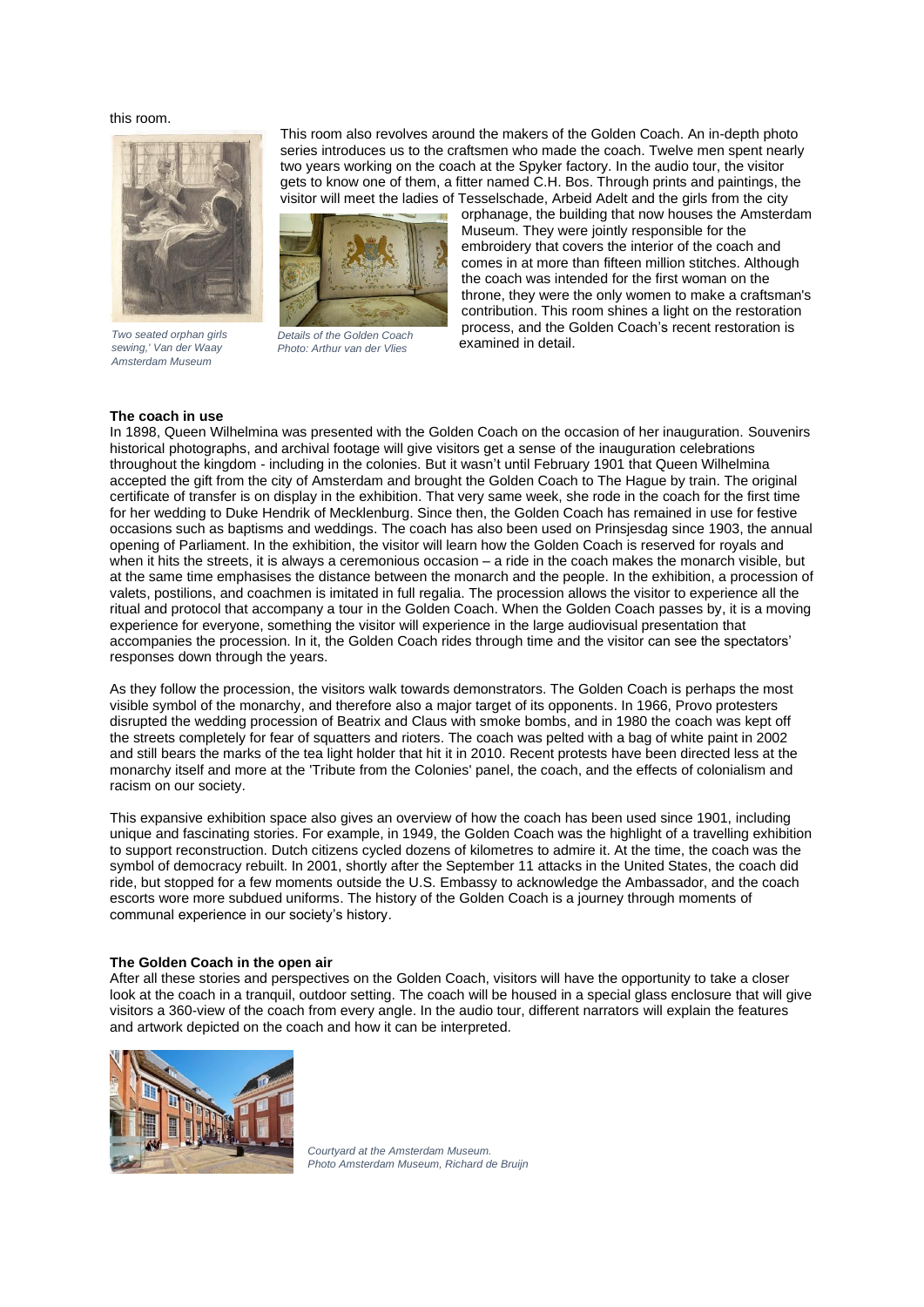this room.

This room also revolves around the makers of the Golden Coach. An in-depth photo series introduces us to the craftsmen who made the coach. Twelve men spent nearly two years working on the coach at the Spyker factory. In the audio tour, the visitor gets to know one of them, a fitter named C.H. Bos. Through prints and paintings, the visitor will meet the ladies of Tesselschade, Arbeid Adelt and the girls from the city orphanage, the building that now houses the Amsterdam Museum. They were jointly responsible for the embroidery that covers the interior of the coach and comes in at more than fifteen million stitches. Although the coach was intended for the first woman on the throne, they were the only women to make a craftsman's contribution. This room shines a light on the restoration process, and the Golden Coach's recent restoration is examined in detail.

*Two seated orphan girls sewing,' Van der Waay Amsterdam Museum*

*Details of the Golden Coach Photo: Arthur van der Vlies*

**The coach in use**

In 1898, Queen Wilhelmina was presented with the Golden Coach on the occasion of her inauguration. Souvenirs historical photographs, and archival footage will give visitors get a sense of the inauguration celebrations throughout the kingdom - including in the colonies. But it wasn't until February 1901 that Queen Wilhelmina accepted the gift from the city of Amsterdam and brought the Golden Coach to The Hague by train. The original certificate of transfer is on display in the exhibition. That very same week, she rode in the coach for the first time for her wedding to Duke Hendrik of Mecklenburg. Since then, the Golden Coach has remained in use for festive occasions such as baptisms and weddings. The coach has also been used on Prinsjesdag since 1903, the annual opening of Parliament. In the exhibition, the visitor will learn how the Golden Coach is reserved for royals and when it hits the streets, it is always a ceremonious occasion – a ride in the coach makes the monarch visible, but at the same time emphasises the distance between the monarch and the people. In the exhibition, a procession of valets, postilions, and coachmen is imitated in full regalia. The procession allows the visitor to experience all the ritual and protocol that accompany a tour in the Golden Coach. When the Golden Coach passes by, it is a moving experience for everyone, something the visitor will experience in the large audiovisual presentation that accompanies the procession. In it, the Golden Coach rides through time and the visitor can see the spectators' responses down through the years.

As they follow the procession, the visitors walk towards demonstrators. The Golden Coach is perhaps the most visible symbol of the monarchy, and therefore also a major target of its opponents. In 1966, Provo protesters disrupted the wedding procession of Beatrix and Claus with smoke bombs, and in 1980 the coach was kept off the streets completely for fear of squatters and rioters. The coach was pelted with a bag of white paint in 2002 and still bears the marks of the tea light holder that hit it in 2010. Recent protests have been directed less at the monarchy itself and more at the 'Tribute from the Colonies' panel, the coach, and the effects of colonialism and racism on our society.

This expansive exhibition space also gives an overview of how the coach has been used since 1901, including unique and fascinating stories. For example, in 1949, the Golden Coach was the highlight of a travelling exhibition to support reconstruction. Dutch citizens cycled dozens of kilometres to admire it. At the time, the coach was the symbol of democracy rebuilt. In 2001, shortly after the September 11 attacks in the United States, the coach did ride, but stopped for a few moments outside the U.S. Embassy to acknowledge the Ambassador, and the coach escorts wore more subdued uniforms. The history of the Golden Coach is a journey through moments of communal experience in our society's history.

**The Golden Coach in the open air**

After all these stories and perspectives on the Golden Coach, visitors will have the opportunity to take a closer look at the coach in a tranquil, outdoor setting. The coach will be housed in a special glass enclosure that will give visitors a 360-view of the coach from every angle. In the audio tour, different narrators will explain the features and artwork depicted on the coach and how it can be interpreted.

*Courtyard at the Amsterdam Museum. Photo Amsterdam Museum, Richard de Bruijn*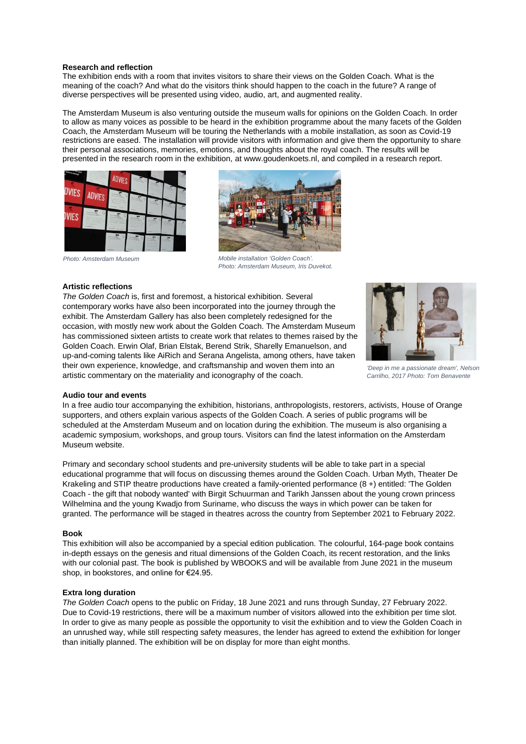**Research and reflection**

The exhibition ends with a room that invites visitors to share their views on the Golden Coach. What is the meaning of the coach? And what do the visitors think should happen to the coach in the future? A range of diverse perspectives will be presented using video, audio, art, and augmented reality.

The Amsterdam Museum is also venturing outside the museum walls for opinions on the Golden Coach. In order to allow as many voices as possible to be heard in the exhibition programme about the many facets of the Golden Coach, the Amsterdam Museum will be touring the Netherlands with a mobile installation, as soon as Covid-19 restrictions are eased. The installation will provide visitors with information and give them the opportunity to share their personal associations, memories, emotions, and thoughts about the royal coach. The results will be presented in the research room in the exhibition, at www.goudenkoets.nl, and compiled in a research report.

*Photo: Amsterdam Museum*

*Mobile installation 'Golden Coach'. Photo: Amsterdam Museum, Iris Duvekot.*

**Artistic reflections**

*The Golden Coach* is, first and foremost, a historical exhibition. Several contemporary works have also been incorporated into the journey through the exhibit. The Amsterdam Gallery has also been completely redesigned for the occasion, with mostly new work about the Golden Coach. The Amsterdam Museum has commissioned sixteen artists to create work that relates to themes raised by the Golden Coach. Erwin Olaf, Brian Elstak, Berend Strik, Sharelly Emanuelson, and up-and-coming talents like AiRich and Serana Angelista, among others, have taken their own experience, knowledge, and craftsmanship and woven them into an artistic commentary on the materiality and iconography of the coach.

*'Deep in me a passionate dream', Nelson Carrilho, 2017 Photo: Tom Benavente*

**Audio tour and events**

In a free audio tour accompanying the exhibition, historians, anthropologists, restorers, activists, House of Orange supporters, and others explain various aspects of the Golden Coach. A series of public programs will be scheduled at the Amsterdam Museum and on location during the exhibition. The museum is also organising a academic symposium, workshops, and group tours. Visitors can find the latest information on the Amsterdam Museum website.

Primary and secondary school students and pre-university students will be able to take part in a special educational programme that will focus on discussing themes around the Golden Coach. Urban Myth, Theater De Krakeling and STIP theatre productions have created a family-oriented performance (8 +) entitled: 'The Golden Coach - the gift that nobody wanted' with Birgit Schuurman and Tarikh Janssen about the young crown princess Wilhelmina and the young Kwadjo from Suriname, who discuss the ways in which power can be taken for granted. The performance will be staged in theatres across the country from September 2021 to February 2022.

**Book**

This exhibition will also be accompanied by a special edition publication. The colourful, 164-page book contains in-depth essays on the genesis and ritual dimensions of the Golden Coach, its recent restoration, and the links with our colonial past. The book is published by WBOOKS and will be available from June 2021 in the museum shop, in bookstores, and online for €24.95.

**Extra long duration**

*The Golden Coach* opens to the public on Friday, 18 June 2021 and runs through Sunday, 27 February 2022. Due to Covid-19 restrictions, there will be a maximum number of visitors allowed into the exhibition per time slot. In order to give as many people as possible the opportunity to visit the exhibition and to view the Golden Coach in an unrushed way, while still respecting safety measures, the lender has agreed to extend the exhibition for longer than initially planned. The exhibition will be on display for more than eight months.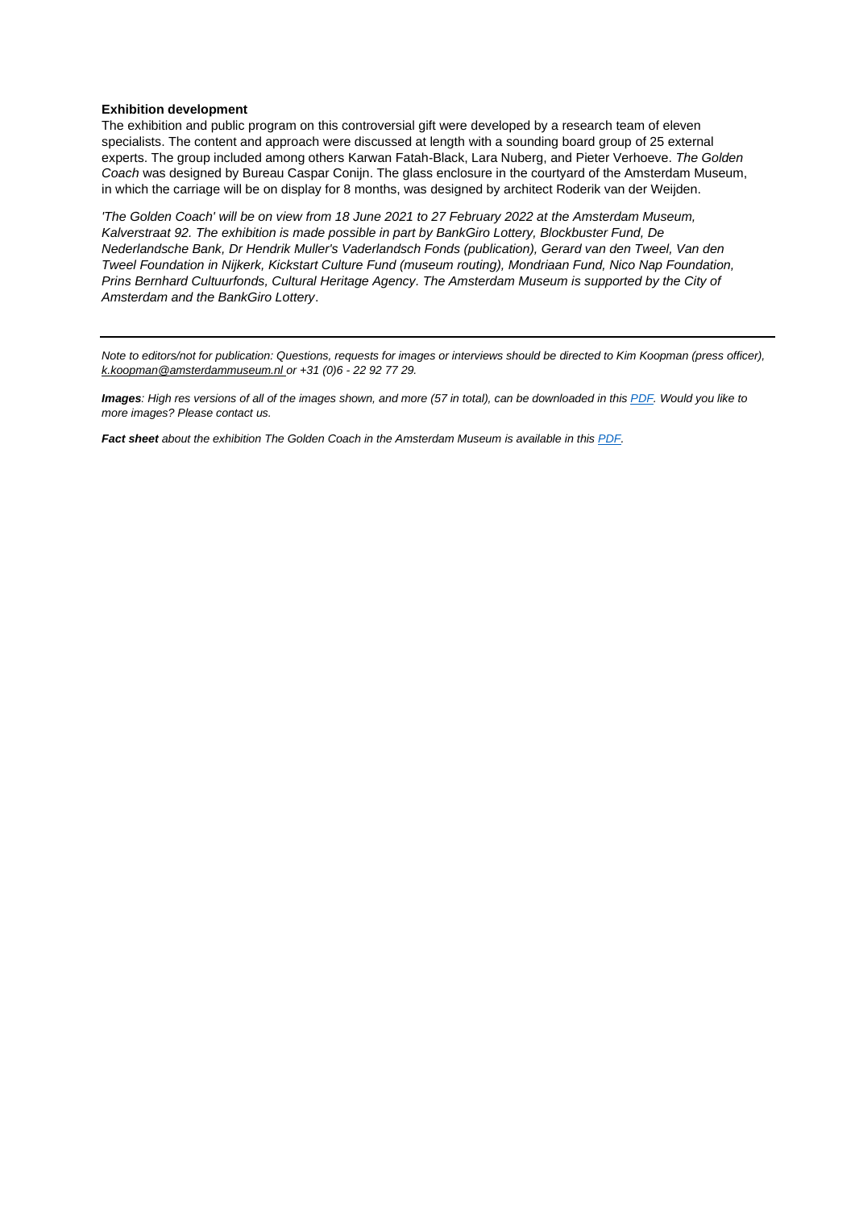**Exhibition development**

The exhibition and public program on this controversial gift were developed by a research team of eleven specialists. The content and approach were discussed at length with a sounding board group of 25 external experts. The group included among others Karwan Fatah-Black, Lara Nuberg, and Pieter Verhoeve. *The Golden Coach* was designed by Bureau Caspar Conijn. The glass enclosure in the courtyard of the Amsterdam Museum, in which the carriage will be on display for 8 months, was designed by architect Roderik van der Weijden.

*'The Golden Coach' will be on view from 18 June 2021 to 27 February 2022 at the Amsterdam Museum, Kalverstraat 92. The exhibition is made possible in part by BankGiro Lottery, Blockbuster Fund, De Nederlandsche Bank, Dr Hendrik Muller's Vaderlandsch Fonds (publication), Gerard van den Tweel, Van den Tweel Foundation in Nijkerk, Kickstart Culture Fund (museum routing), Mondriaan Fund, Nico Nap Foundation, Prins Bernhard Cultuurfonds, Cultural Heritage Agency. The Amsterdam Museum is supported by the City of Amsterdam and the BankGiro Lottery*.

---

*Note to editors/not for publication: Questions, requests for images or interviews should be directed to Kim Koopman (press officer), k.koopman@amsterdammuseum.nl or +31 (0)6 - 22 92 77 29.*

***Images****: High res versions of all of the images shown, and more (57 in total), can be downloaded in this PDF. Would you like to more images? Please contact us.*

***Fact sheet*** *about the exhibition The Golden Coach in the Amsterdam Museum is available in this PDF.*